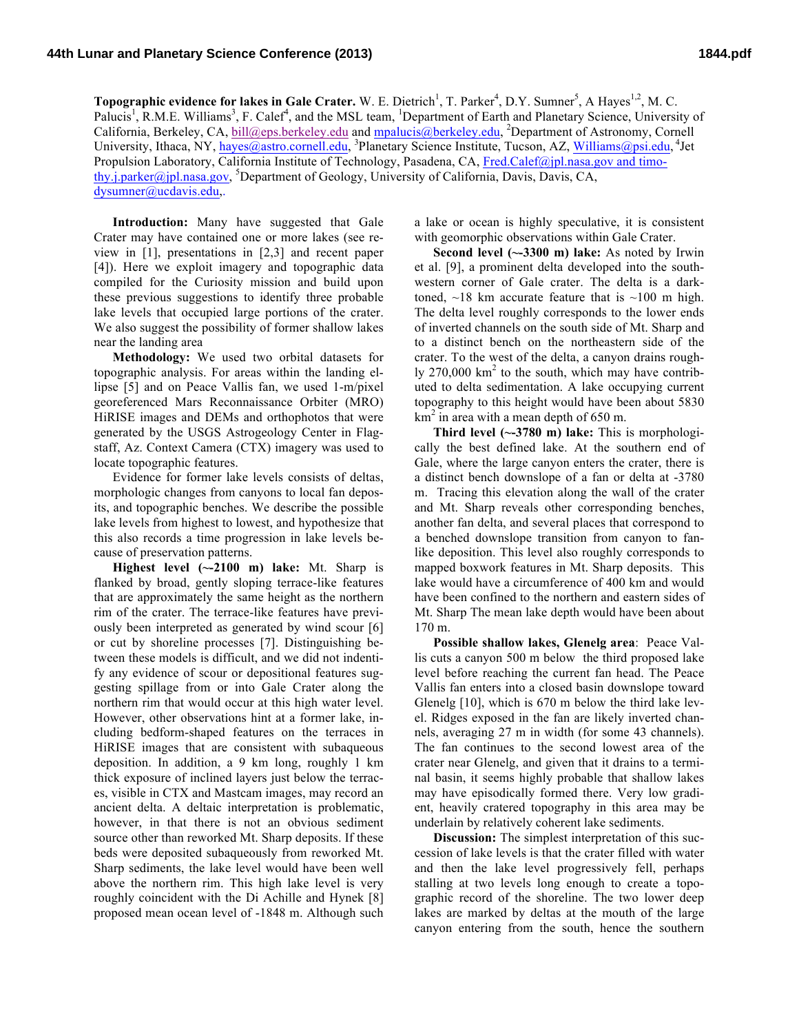**Topographic evidence for lakes in Gale Crater.** W. E. Dietrich[1], T. Parker[4], D.Y. Sumner[5], A Hayes[1,2], M. C. Palucis[1], R.M.E. Williams[3], F. Calef[4], and the MSL team, [1]Department of Earth and Planetary Science, University of California, Berkeley, CA, bill@eps.berkeley.edu and mpalucis@berkeley.edu, [2]Department of Astronomy, Cornell University, Ithaca, NY, hayes@astro.cornell.edu, [3]Planetary Science Institute, Tucson, AZ, Williams@psi.edu, [4]Jet Propulsion Laboratory, California Institute of Technology, Pasadena, CA, Fred.Calef@jpl.nasa.gov and timothy.j.parker@jpl.nasa.gov, [5]Department of Geology, University of California, Davis, Davis, CA, dysumner@ucdavis.edu,.

**Introduction:** Many have suggested that Gale Crater may have contained one or more lakes (see review in [1], presentations in [2,3] and recent paper [4]). Here we exploit imagery and topographic data compiled for the Curiosity mission and build upon these previous suggestions to identify three probable lake levels that occupied large portions of the crater. We also suggest the possibility of former shallow lakes near the landing area

**Methodology:** We used two orbital datasets for topographic analysis. For areas within the landing ellipse [5] and on Peace Vallis fan, we used 1-m/pixel georeferenced Mars Reconnaissance Orbiter (MRO) HiRISE images and DEMs and orthophotos that were generated by the USGS Astrogeology Center in Flagstaff, Az. Context Camera (CTX) imagery was used to locate topographic features.

Evidence for former lake levels consists of deltas, morphologic changes from canyons to local fan deposits, and topographic benches. We describe the possible lake levels from highest to lowest, and hypothesize that this also records a time progression in lake levels because of preservation patterns.

**Highest level (~-2100 m) lake:** Mt. Sharp is flanked by broad, gently sloping terrace-like features that are approximately the same height as the northern rim of the crater. The terrace-like features have previously been interpreted as generated by wind scour [6] or cut by shoreline processes [7]. Distinguishing between these models is difficult, and we did not indentify any evidence of scour or depositional features suggesting spillage from or into Gale Crater along the northern rim that would occur at this high water level. However, other observations hint at a former lake, including bedform-shaped features on the terraces in HiRISE images that are consistent with subaqueous deposition. In addition, a 9 km long, roughly 1 km thick exposure of inclined layers just below the terraces, visible in CTX and Mastcam images, may record an ancient delta. A deltaic interpretation is problematic, however, in that there is not an obvious sediment source other than reworked Mt. Sharp deposits. If these beds were deposited subaqueously from reworked Mt. Sharp sediments, the lake level would have been well above the northern rim. This high lake level is very roughly coincident with the Di Achille and Hynek [8] proposed mean ocean level of -1848 m. Although such a lake or ocean is highly speculative, it is consistent with geomorphic observations within Gale Crater.

**Second level (~-3300 m) lake:** As noted by Irwin et al. [9], a prominent delta developed into the southwestern corner of Gale crater. The delta is a dark-toned, ~18 km accurate feature that is ~100 m high. The delta level roughly corresponds to the lower ends of inverted channels on the south side of Mt. Sharp and to a distinct bench on the northeastern side of the crater. To the west of the delta, a canyon drains roughly 270,000 km$^2$ to the south, which may have contributed to delta sedimentation. A lake occupying current topography to this height would have been about 5830 km$^2$ in area with a mean depth of 650 m.

**Third level (~-3780 m) lake:** This is morphologically the best defined lake. At the southern end of Gale, where the large canyon enters the crater, there is a distinct bench downslope of a fan or delta at -3780 m. Tracing this elevation along the wall of the crater and Mt. Sharp reveals other corresponding benches, another fan delta, and several places that correspond to a benched downslope transition from canyon to fan-like deposition. This level also roughly corresponds to mapped boxwork features in Mt. Sharp deposits. This lake would have a circumference of 400 km and would have been confined to the northern and eastern sides of Mt. Sharp The mean lake depth would have been about 170 m.

**Possible shallow lakes, Glenelg area**: Peace Vallis cuts a canyon 500 m below the third proposed lake level before reaching the current fan head. The Peace Vallis fan enters into a closed basin downslope toward Glenelg [10], which is 670 m below the third lake level. Ridges exposed in the fan are likely inverted channels, averaging 27 m in width (for some 43 channels). The fan continues to the second lowest area of the crater near Glenelg, and given that it drains to a terminal basin, it seems highly probable that shallow lakes may have episodically formed there. Very low gradient, heavily cratered topography in this area may be underlain by relatively coherent lake sediments.

**Discussion:** The simplest interpretation of this succession of lake levels is that the crater filled with water and then the lake level progressively fell, perhaps stalling at two levels long enough to create a topographic record of the shoreline. The two lower deep lakes are marked by deltas at the mouth of the large canyon entering from the south, hence the southern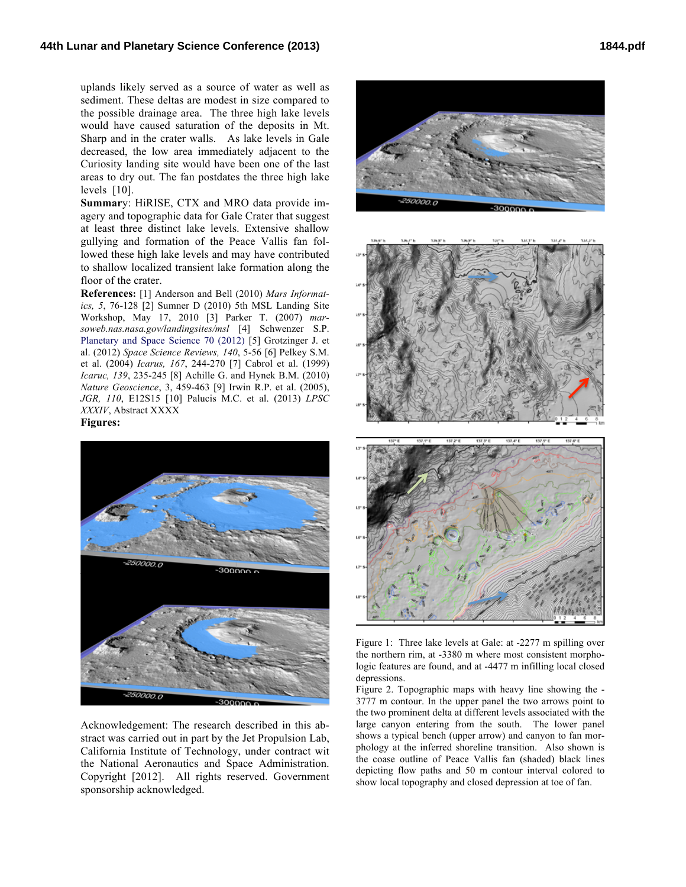uplands likely served as a source of water as well as sediment. These deltas are modest in size compared to the possible drainage area. The three high lake levels would have caused saturation of the deposits in Mt. Sharp and in the crater walls. As lake levels in Gale decreased, the low area immediately adjacent to the Curiosity landing site would have been one of the last areas to dry out. The fan postdates the three high lake levels [10].

**Summary**: HiRISE, CTX and MRO data provide imagery and topographic data for Gale Crater that suggest at least three distinct lake levels. Extensive shallow gullying and formation of the Peace Vallis fan followed these high lake levels and may have contributed to shallow localized transient lake formation along the floor of the crater.

**References:** [1] Anderson and Bell (2010) *Mars Informatics, 5*, 76-128 [2] Sumner D (2010) 5th MSL Landing Site Workshop, May 17, 2010 [3] Parker T. (2007) *marsoweb.nas.nasa.gov/landingsites/msl* [4] Schwenzer S.P. Planetary and Space Science 70 (2012) [5] Grotzinger J. et al. (2012) *Space Science Reviews, 140*, 5-56 [6] Pelkey S.M. et al. (2004) *Icarus, 167*, 244-270 [7] Cabrol et al. (1999) *Icaruc, 139*, 235-245 [8] Achille G. and Hynek B.M. (2010) *Nature Geoscience*, 3, 459-463 [9] Irwin R.P. et al. (2005), *JGR, 110*, E12S15 [10] Palucis M.C. et al. (2013) *LPSC XXXIV*, Abstract XXXX

**Figures:**

-250000.0
-300000.0

-250000.0
-300000.0

-250000.0
-300000.0

Figure 1: Three lake levels at Gale: at -2277 m spilling over the northern rim, at -3380 m where most consistent morphologic features are found, and at -4477 m infilling local closed depressions.

Figure 2. Topographic maps with heavy line showing the -3777 m contour. In the upper panel the two arrows point to the two prominent delta at different levels associated with the large canyon entering from the south. The lower panel shows a typical bench (upper arrow) and canyon to fan morphology at the inferred shoreline transition. Also shown is the coase outline of Peace Vallis fan (shaded) black lines depicting flow paths and 50 m contour interval colored to show local topography and closed depression at toe of fan.

Acknowledgement: The research described in this abstract was carried out in part by the Jet Propulsion Lab, California Institute of Technology, under contract wit the National Aeronautics and Space Administration. Copyright [2012]. All rights reserved. Government sponsorship acknowledged.